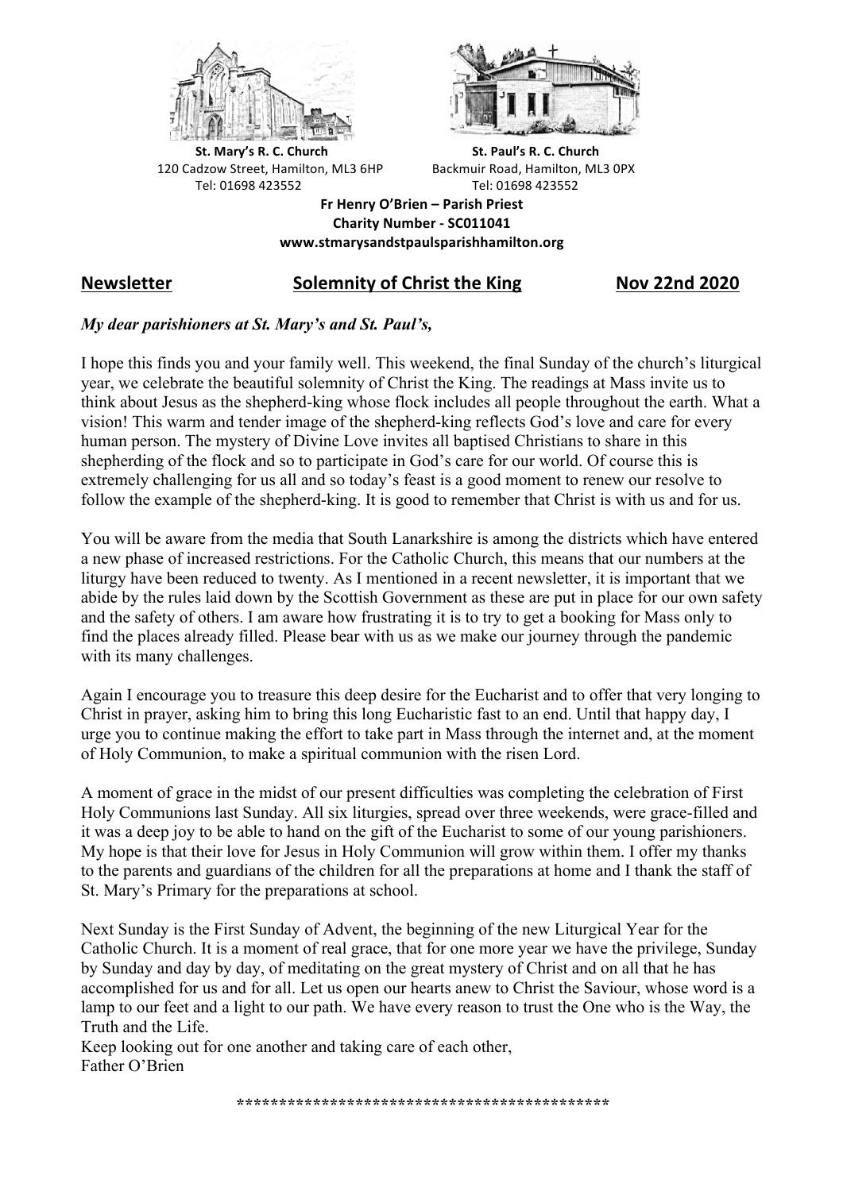**St. Mary's R. C. Church**
120 Cadzow Street, Hamilton, ML3 6HP
Tel: 01698 423552

**St. Paul's R. C. Church**
Backmuir Road, Hamilton, ML3 0PX
Tel: 01698 423552

**Fr Henry O'Brien – Parish Priest**
**Charity Number - SC011041**
**www.stmarysandstpaulsparishhamilton.org**

## Newsletter — Solemnity of Christ the King — Nov 22nd 2020

***My dear parishioners at St. Mary's and St. Paul's,***

I hope this finds you and your family well. This weekend, the final Sunday of the church's liturgical year, we celebrate the beautiful solemnity of Christ the King. The readings at Mass invite us to think about Jesus as the shepherd-king whose flock includes all people throughout the earth. What a vision! This warm and tender image of the shepherd-king reflects God's love and care for every human person. The mystery of Divine Love invites all baptised Christians to share in this shepherding of the flock and so to participate in God's care for our world. Of course this is extremely challenging for us all and so today's feast is a good moment to renew our resolve to follow the example of the shepherd-king. It is good to remember that Christ is with us and for us.

You will be aware from the media that South Lanarkshire is among the districts which have entered a new phase of increased restrictions. For the Catholic Church, this means that our numbers at the liturgy have been reduced to twenty. As I mentioned in a recent newsletter, it is important that we abide by the rules laid down by the Scottish Government as these are put in place for our own safety and the safety of others. I am aware how frustrating it is to try to get a booking for Mass only to find the places already filled. Please bear with us as we make our journey through the pandemic with its many challenges.

Again I encourage you to treasure this deep desire for the Eucharist and to offer that very longing to Christ in prayer, asking him to bring this long Eucharistic fast to an end. Until that happy day, I urge you to continue making the effort to take part in Mass through the internet and, at the moment of Holy Communion, to make a spiritual communion with the risen Lord.

A moment of grace in the midst of our present difficulties was completing the celebration of First Holy Communions last Sunday. All six liturgies, spread over three weekends, were grace-filled and it was a deep joy to be able to hand on the gift of the Eucharist to some of our young parishioners. My hope is that their love for Jesus in Holy Communion will grow within them. I offer my thanks to the parents and guardians of the children for all the preparations at home and I thank the staff of St. Mary's Primary for the preparations at school.

Next Sunday is the First Sunday of Advent, the beginning of the new Liturgical Year for the Catholic Church. It is a moment of real grace, that for one more year we have the privilege, Sunday by Sunday and day by day, of meditating on the great mystery of Christ and on all that he has accomplished for us and for all. Let us open our hearts anew to Christ the Saviour, whose word is a lamp to our feet and a light to our path. We have every reason to trust the One who is the Way, the Truth and the Life.
Keep looking out for one another and taking care of each other,
Father O'Brien

*********************************************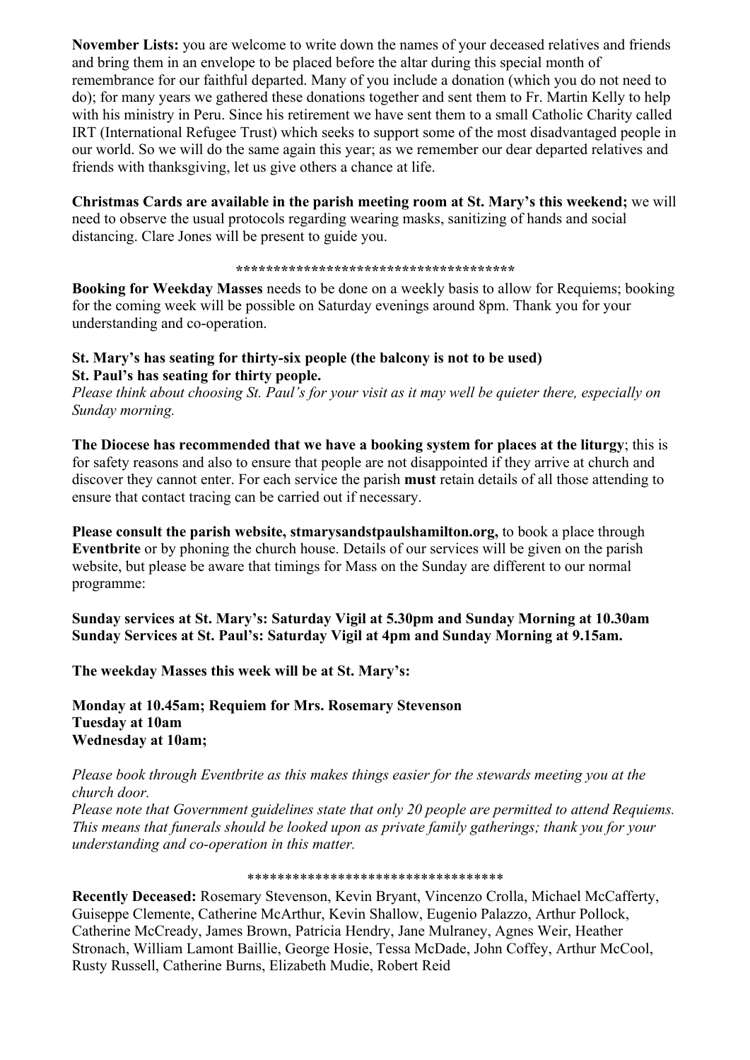**November Lists:** you are welcome to write down the names of your deceased relatives and friends and bring them in an envelope to be placed before the altar during this special month of remembrance for our faithful departed. Many of you include a donation (which you do not need to do); for many years we gathered these donations together and sent them to Fr. Martin Kelly to help with his ministry in Peru. Since his retirement we have sent them to a small Catholic Charity called IRT (International Refugee Trust) which seeks to support some of the most disadvantaged people in our world. So we will do the same again this year; as we remember our dear departed relatives and friends with thanksgiving, let us give others a chance at life.

**Christmas Cards are available in the parish meeting room at St. Mary's this weekend;** we will need to observe the usual protocols regarding wearing masks, sanitizing of hands and social distancing. Clare Jones will be present to guide you.

**************************************

**Booking for Weekday Masses** needs to be done on a weekly basis to allow for Requiems; booking for the coming week will be possible on Saturday evenings around 8pm. Thank you for your understanding and co-operation.

**St. Mary's has seating for thirty-six people (the balcony is not to be used)**
**St. Paul's has seating for thirty people.**
*Please think about choosing St. Paul's for your visit as it may well be quieter there, especially on Sunday morning.*

**The Diocese has recommended that we have a booking system for places at the liturgy**; this is for safety reasons and also to ensure that people are not disappointed if they arrive at church and discover they cannot enter. For each service the parish **must** retain details of all those attending to ensure that contact tracing can be carried out if necessary.

**Please consult the parish website, stmarysandstpaulshamilton.org,** to book a place through **Eventbrite** or by phoning the church house. Details of our services will be given on the parish website, but please be aware that timings for Mass on the Sunday are different to our normal programme:

**Sunday services at St. Mary's: Saturday Vigil at 5.30pm and Sunday Morning at 10.30am**
**Sunday Services at St. Paul's: Saturday Vigil at 4pm and Sunday Morning at 9.15am.**

**The weekday Masses this week will be at St. Mary's:**

**Monday at 10.45am; Requiem for Mrs. Rosemary Stevenson**
**Tuesday at 10am**
**Wednesday at 10am;**

*Please book through Eventbrite as this makes things easier for the stewards meeting you at the church door.*
*Please note that Government guidelines state that only 20 people are permitted to attend Requiems. This means that funerals should be looked upon as private family gatherings; thank you for your understanding and co-operation in this matter.*

**********************************

**Recently Deceased:** Rosemary Stevenson, Kevin Bryant, Vincenzo Crolla, Michael McCafferty, Guiseppe Clemente, Catherine McArthur, Kevin Shallow, Eugenio Palazzo, Arthur Pollock, Catherine McCready, James Brown, Patricia Hendry, Jane Mulraney, Agnes Weir, Heather Stronach, William Lamont Baillie, George Hosie, Tessa McDade, John Coffey, Arthur McCool, Rusty Russell, Catherine Burns, Elizabeth Mudie, Robert Reid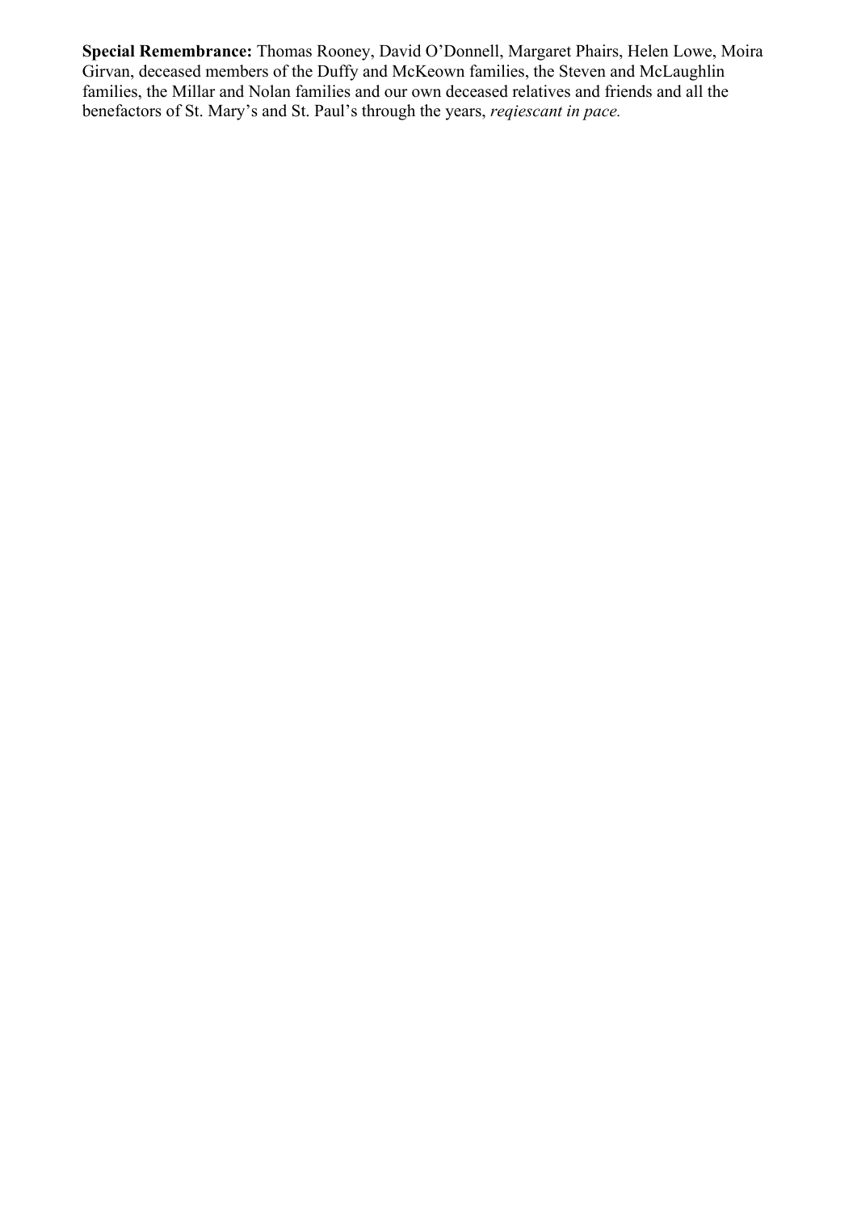**Special Remembrance:** Thomas Rooney, David O'Donnell, Margaret Phairs, Helen Lowe, Moira Girvan, deceased members of the Duffy and McKeown families, the Steven and McLaughlin families, the Millar and Nolan families and our own deceased relatives and friends and all the benefactors of St. Mary's and St. Paul's through the years, *reqiescant in pace.*